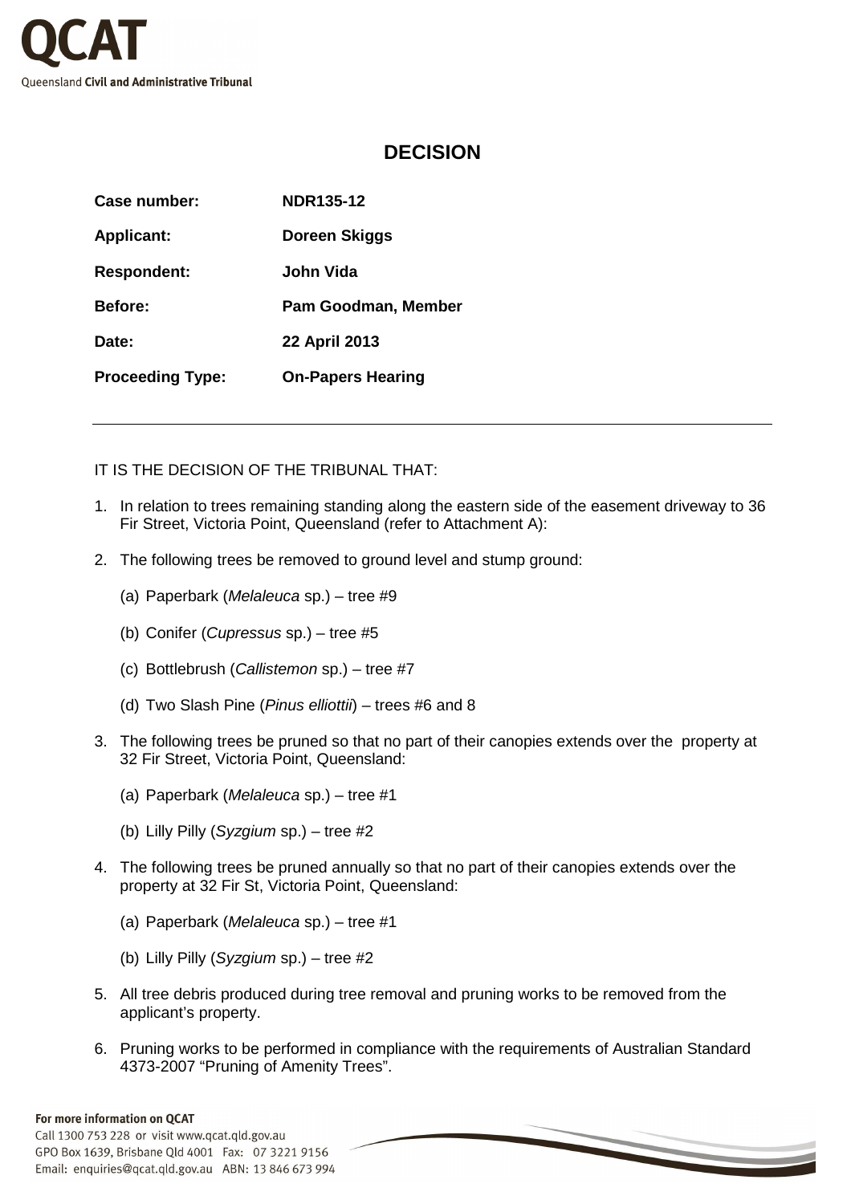QCAT

Queensland **Civil and Administrative Tribunal**

# DECISION

| | |
|---|---|
| **Case number:** | **NDR135-12** |
| **Applicant:** | **Doreen Skiggs** |
| **Respondent:** | **John Vida** |
| **Before:** | **Pam Goodman, Member** |
| **Date:** | **22 April 2013** |
| **Proceeding Type:** | **On-Papers Hearing** |

IT IS THE DECISION OF THE TRIBUNAL THAT:

1. In relation to trees remaining standing along the eastern side of the easement driveway to 36 Fir Street, Victoria Point, Queensland (refer to Attachment A):

2. The following trees be removed to ground level and stump ground:

   (a) Paperbark (*Melaleuca* sp.) – tree #9

   (b) Conifer (*Cupressus* sp.) – tree #5

   (c) Bottlebrush (*Callistemon* sp.) – tree #7

   (d) Two Slash Pine (*Pinus elliottii*) – trees #6 and 8

3. The following trees be pruned so that no part of their canopies extends over the property at 32 Fir Street, Victoria Point, Queensland:

   (a) Paperbark (*Melaleuca* sp.) – tree #1

   (b) Lilly Pilly (*Syzgium* sp.) – tree #2

4. The following trees be pruned annually so that no part of their canopies extends over the property at 32 Fir St, Victoria Point, Queensland:

   (a) Paperbark (*Melaleuca* sp.) – tree #1

   (b) Lilly Pilly (*Syzgium* sp.) – tree #2

5. All tree debris produced during tree removal and pruning works to be removed from the applicant's property.

6. Pruning works to be performed in compliance with the requirements of Australian Standard 4373-2007 "Pruning of Amenity Trees".

**For more information on QCAT**

Call 1300 753 228 or visit www.qcat.qld.gov.au

GPO Box 1639, Brisbane Qld 4001 Fax: 07 3221 9156

Email: enquiries@qcat.qld.gov.au ABN: 13 846 673 994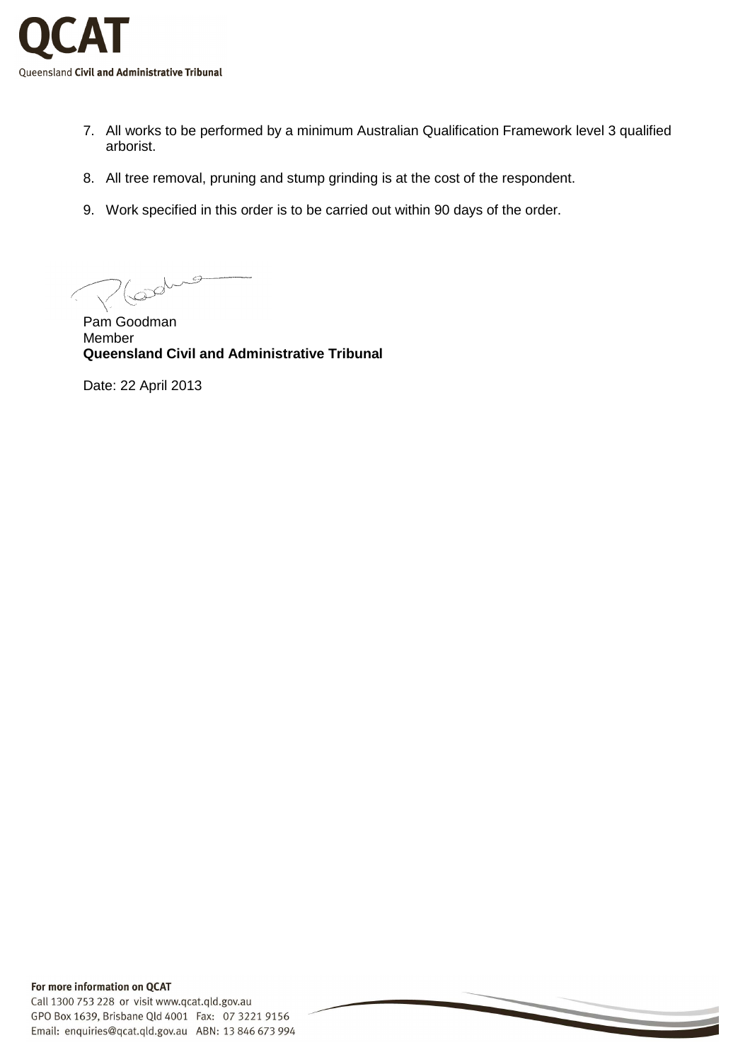7. All works to be performed by a minimum Australian Qualification Framework level 3 qualified arborist.

8. All tree removal, pruning and stump grinding is at the cost of the respondent.

9. Work specified in this order is to be carried out within 90 days of the order.

Pam Goodman
Member
**Queensland Civil and Administrative Tribunal**

Date: 22 April 2013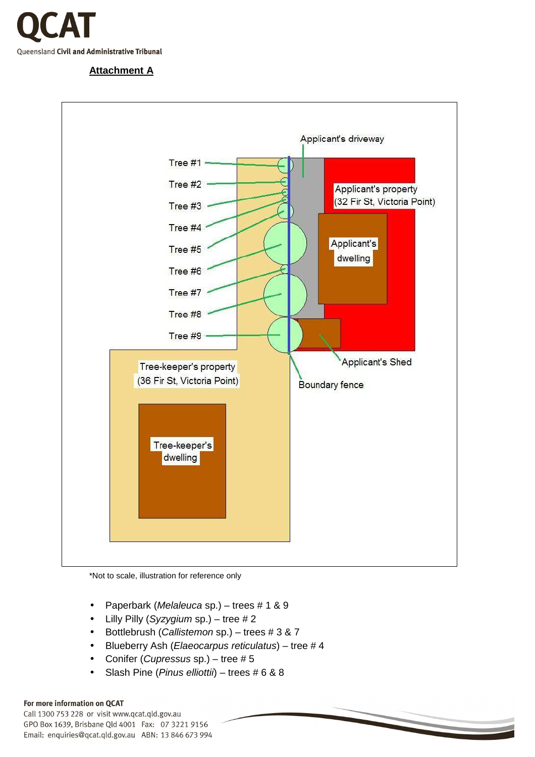**Attachment A**

Applicant's driveway

Tree #1

Tree #2

Tree #3

Tree #4

Tree #5

Tree #6

Tree #7

Tree #8

Tree #9

Applicant's property
(32 Fir St, Victoria Point)

Applicant's dwelling

Applicant's Shed

Boundary fence

Tree-keeper's property
(36 Fir St, Victoria Point)

Tree-keeper's dwelling

*Not to scale, illustration for reference only

- Paperbark (*Melaleuca* sp.) – trees # 1 & 9
- Lilly Pilly (*Syzygium* sp.) – tree # 2
- Bottlebrush (*Callistemon* sp.) – trees # 3 & 7
- Blueberry Ash (*Elaeocarpus reticulatus*) – tree # 4
- Conifer (*Cupressus* sp.) – tree # 5
- Slash Pine (*Pinus elliottii*) – trees # 6 & 8